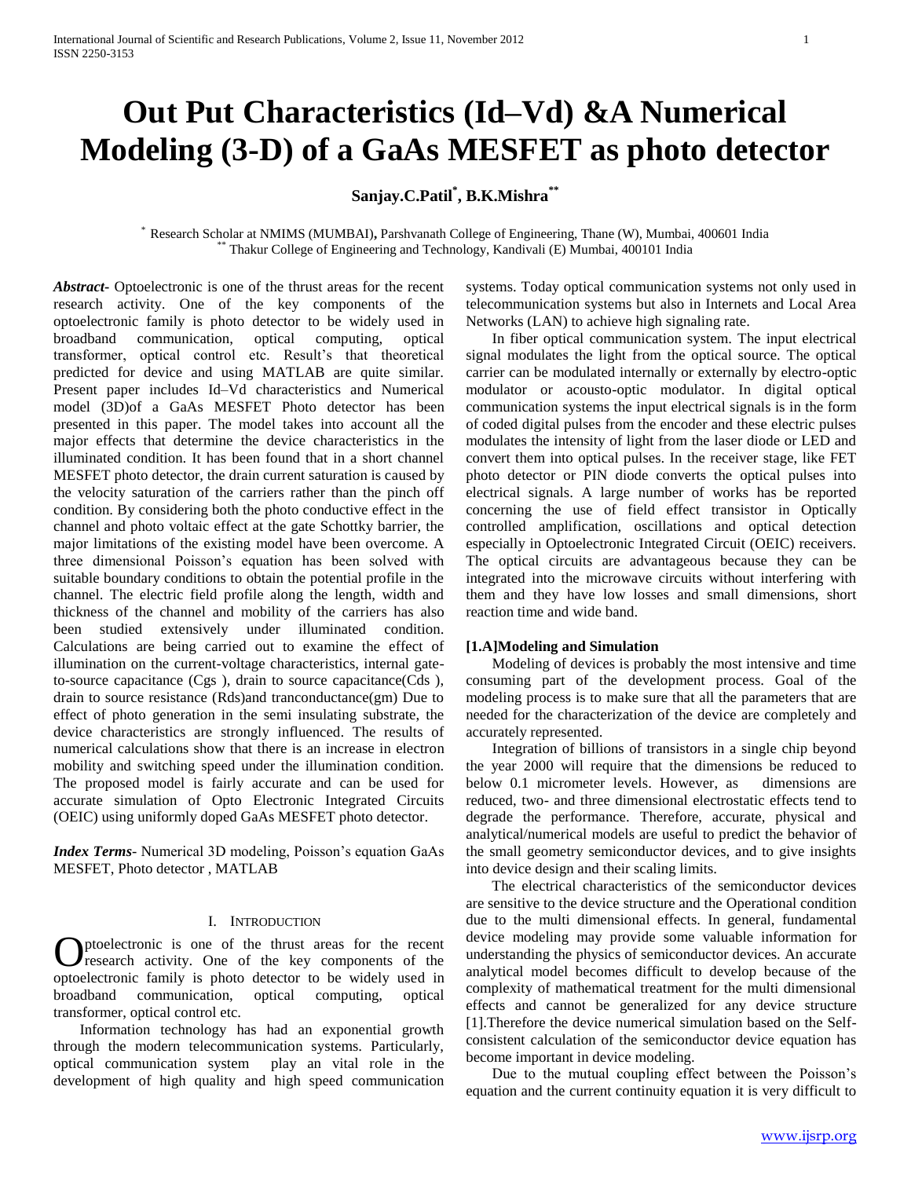# Out Put Characteristics (Id–Vd) &A Numerical Modeling (3-D) of a GaAs MESFET as photo detector

**Sanjay.C.Patil[*], B.K.Mishra[**]**

[*] Research Scholar at NMIMS (MUMBAI), Parshvanath College of Engineering, Thane (W), Mumbai, 400601 India
[**] Thakur College of Engineering and Technology, Kandivali (E) Mumbai, 400101 India

***Abstract-*** Optoelectronic is one of the thrust areas for the recent research activity. One of the key components of the optoelectronic family is photo detector to be widely used in broadband communication, optical computing, optical transformer, optical control etc. Result's that theoretical predicted for device and using MATLAB are quite similar. Present paper includes Id–Vd characteristics and Numerical model (3D)of a GaAs MESFET Photo detector has been presented in this paper. The model takes into account all the major effects that determine the device characteristics in the illuminated condition. It has been found that in a short channel MESFET photo detector, the drain current saturation is caused by the velocity saturation of the carriers rather than the pinch off condition. By considering both the photo conductive effect in the channel and photo voltaic effect at the gate Schottky barrier, the major limitations of the existing model have been overcome. A three dimensional Poisson's equation has been solved with suitable boundary conditions to obtain the potential profile in the channel. The electric field profile along the length, width and thickness of the channel and mobility of the carriers has also been studied extensively under illuminated condition. Calculations are being carried out to examine the effect of illumination on the current-voltage characteristics, internal gate-to-source capacitance (Cgs ), drain to source capacitance(Cds ), drain to source resistance (Rds)and tranconductance(gm) Due to effect of photo generation in the semi insulating substrate, the device characteristics are strongly influenced. The results of numerical calculations show that there is an increase in electron mobility and switching speed under the illumination condition. The proposed model is fairly accurate and can be used for accurate simulation of Opto Electronic Integrated Circuits (OEIC) using uniformly doped GaAs MESFET photo detector.

***Index Terms-*** Numerical 3D modeling, Poisson's equation GaAs MESFET, Photo detector , MATLAB

## I. Introduction

Optoelectronic is one of the thrust areas for the recent research activity. One of the key components of the optoelectronic family is photo detector to be widely used in broadband communication, optical computing, optical transformer, optical control etc.

Information technology has had an exponential growth through the modern telecommunication systems. Particularly, optical communication system play an vital role in the development of high quality and high speed communication systems. Today optical communication systems not only used in telecommunication systems but also in Internets and Local Area Networks (LAN) to achieve high signaling rate.

In fiber optical communication system. The input electrical signal modulates the light from the optical source. The optical carrier can be modulated internally or externally by electro-optic modulator or acousto-optic modulator. In digital optical communication systems the input electrical signals is in the form of coded digital pulses from the encoder and these electric pulses modulates the intensity of light from the laser diode or LED and convert them into optical pulses. In the receiver stage, like FET photo detector or PIN diode converts the optical pulses into electrical signals. A large number of works has be reported concerning the use of field effect transistor in Optically controlled amplification, oscillations and optical detection especially in Optoelectronic Integrated Circuit (OEIC) receivers. The optical circuits are advantageous because they can be integrated into the microwave circuits without interfering with them and they have low losses and small dimensions, short reaction time and wide band.

### [1.A]Modeling and Simulation

Modeling of devices is probably the most intensive and time consuming part of the development process. Goal of the modeling process is to make sure that all the parameters that are needed for the characterization of the device are completely and accurately represented.

Integration of billions of transistors in a single chip beyond the year 2000 will require that the dimensions be reduced to below 0.1 micrometer levels. However, as dimensions are reduced, two- and three dimensional electrostatic effects tend to degrade the performance. Therefore, accurate, physical and analytical/numerical models are useful to predict the behavior of the small geometry semiconductor devices, and to give insights into device design and their scaling limits.

The electrical characteristics of the semiconductor devices are sensitive to the device structure and the Operational condition due to the multi dimensional effects. In general, fundamental device modeling may provide some valuable information for understanding the physics of semiconductor devices. An accurate analytical model becomes difficult to develop because of the complexity of mathematical treatment for the multi dimensional effects and cannot be generalized for any device structure [1].Therefore the device numerical simulation based on the Self-consistent calculation of the semiconductor device equation has become important in device modeling.

Due to the mutual coupling effect between the Poisson's equation and the current continuity equation it is very difficult to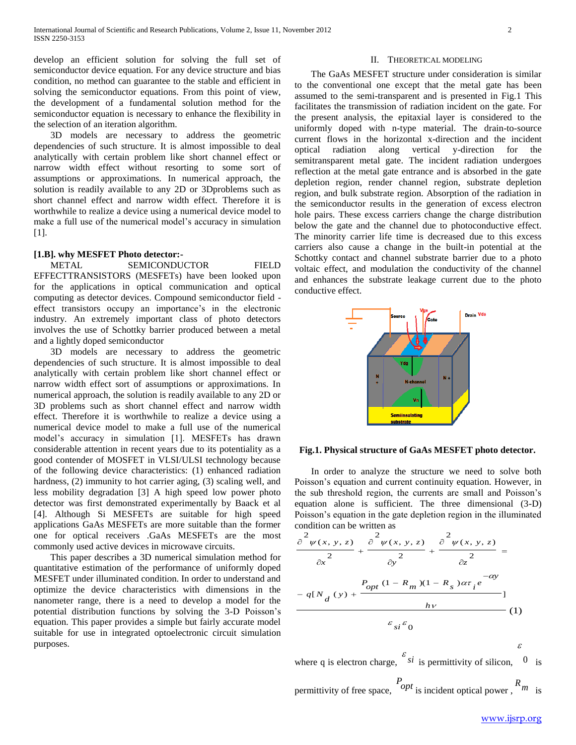develop an efficient solution for solving the full set of semiconductor device equation. For any device structure and bias condition, no method can guarantee to the stable and efficient in solving the semiconductor equations. From this point of view, the development of a fundamental solution method for the semiconductor equation is necessary to enhance the flexibility in the selection of an iteration algorithm.

3D models are necessary to address the geometric dependencies of such structure. It is almost impossible to deal analytically with certain problem like short channel effect or narrow width effect without resorting to some sort of assumptions or approximations. In numerical approach, the solution is readily available to any 2D or 3Dproblems such as short channel effect and narrow width effect. Therefore it is worthwhile to realize a device using a numerical device model to make a full use of the numerical model's accuracy in simulation [1].

**[1.B]. why MESFET Photo detector:-**

METAL SEMICONDUCTOR FIELD EFFECTTRANSISTORS (MESFETs) have been looked upon for the applications in optical communication and optical computing as detector devices. Compound semiconductor field - effect transistors occupy an importance's in the electronic industry. An extremely important class of photo detectors involves the use of Schottky barrier produced between a metal and a lightly doped semiconductor

3D models are necessary to address the geometric dependencies of such structure. It is almost impossible to deal analytically with certain problem like short channel effect or narrow width effect sort of assumptions or approximations. In numerical approach, the solution is readily available to any 2D or 3D problems such as short channel effect and narrow width effect. Therefore it is worthwhile to realize a device using a numerical device model to make a full use of the numerical model's accuracy in simulation [1]. MESFETs has drawn considerable attention in recent years due to its potentiality as a good contender of MOSFET in VLSI/ULSI technology because of the following device characteristics: (1) enhanced radiation hardness, (2) immunity to hot carrier aging, (3) scaling well, and less mobility degradation [3] A high speed low power photo detector was first demonstrated experimentally by Baack et al [4]. Although Si MESFETs are suitable for high speed applications GaAs MESFETs are more suitable than the former one for optical receivers .GaAs MESFETs are the most commonly used active devices in microwave circuits.

This paper describes a 3D numerical simulation method for quantitative estimation of the performance of uniformly doped MESFET under illuminated condition. In order to understand and optimize the device characteristics with dimensions in the nanometer range, there is a need to develop a model for the potential distribution functions by solving the 3-D Poisson's equation. This paper provides a simple but fairly accurate model suitable for use in integrated optoelectronic circuit simulation purposes.

## II. Theoretical Modeling

The GaAs MESFET structure under consideration is similar to the conventional one except that the metal gate has been assumed to the semi-transparent and is presented in Fig.1 This facilitates the transmission of radiation incident on the gate. For the present analysis, the epitaxial layer is considered to the uniformly doped with n-type material. The drain-to-source current flows in the horizontal x-direction and the incident optical radiation along vertical y-direction for the semitransparent metal gate. The incident radiation undergoes reflection at the metal gate entrance and is absorbed in the gate depletion region, render channel region, substrate depletion region, and bulk substrate region. Absorption of the radiation in the semiconductor results in the generation of excess electron hole pairs. These excess carriers change the charge distribution below the gate and the channel due to photoconductive effect. The minority carrier life time is decreased due to this excess carriers also cause a change in the built-in potential at the Schottky contact and channel substrate barrier due to a photo voltaic effect, and modulation the conductivity of the channel and enhances the substrate leakage current due to the photo conductive effect.

**Fig.1. Physical structure of GaAs MESFET photo detector.**

In order to analyze the structure we need to solve both Poisson's equation and current continuity equation. However, in the sub threshold region, the currents are small and Poisson's equation alone is sufficient. The three dimensional (3-D) Poisson's equation in the gate depletion region in the illuminated condition can be written as

$$\frac{\partial^2 \psi(x,y,z)}{\partial x^2} + \frac{\partial^2 \psi(x,y,z)}{\partial y^2} + \frac{\partial^2 \psi(x,y,z)}{\partial z^2} = \frac{-q\left[N_d(y) + \dfrac{P_{opt}(1-R_m)(1-R_s)\alpha\tau_i e^{-\alpha y}}{h\nu}\right]}{\varepsilon_{si}\varepsilon_0} \quad (1)$$

where q is electron charge, $\varepsilon_{si}$ is permittivity of silicon, $\varepsilon_0$ is permittivity of free space, $P_{opt}$ is incident optical power , $R_m$ is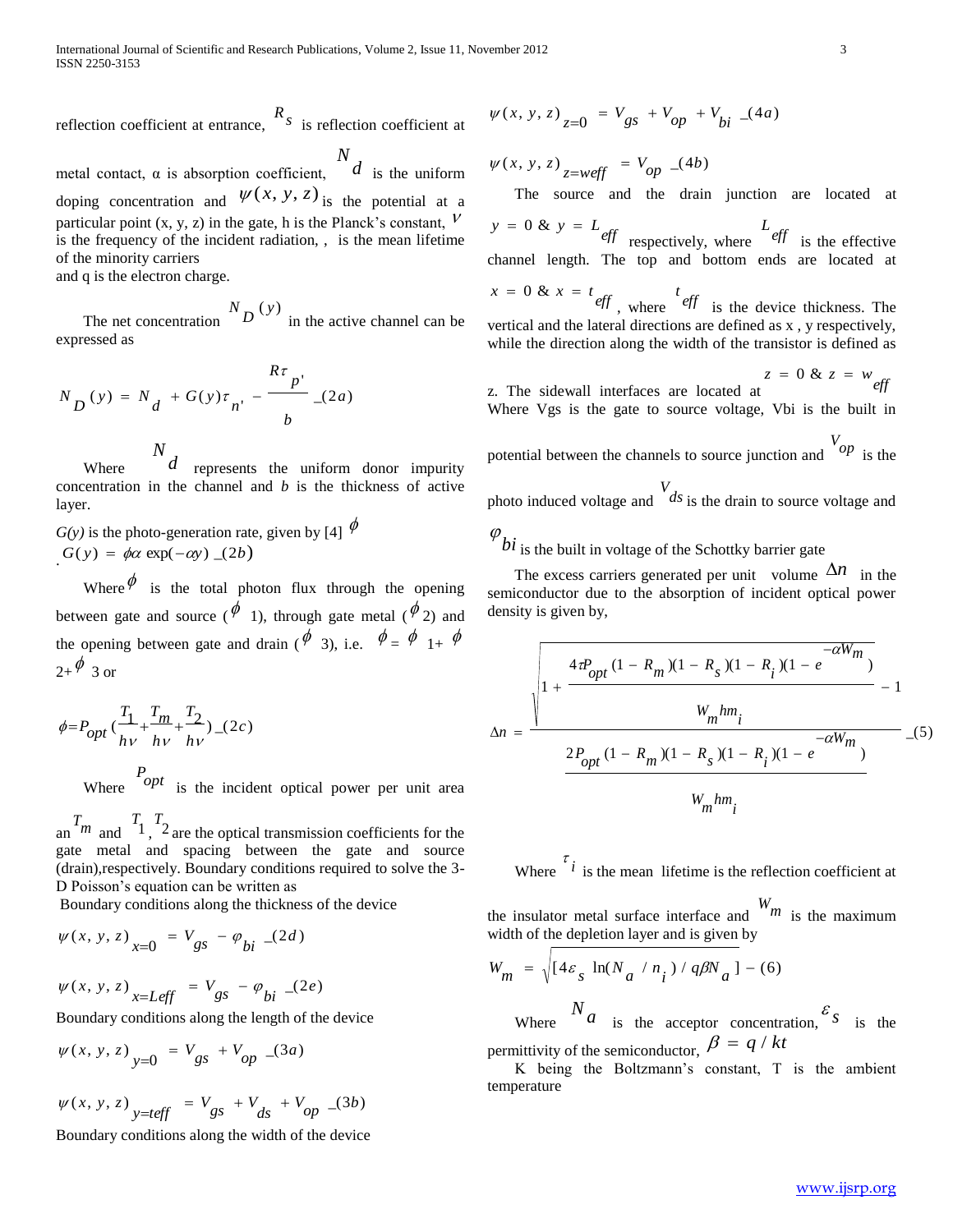reflection coefficient at entrance, $R_s$ is reflection coefficient at metal contact, α is absorption coefficient, $N_d$ is the uniform doping concentration and $\psi(x, y, z)$ is the potential at a particular point (x, y, z) in the gate, h is the Planck's constant, $\nu$ is the frequency of the incident radiation, , is the mean lifetime of the minority carriers
and q is the electron charge.

The net concentration $N_D(y)$ in the active channel can be expressed as

$$N_D(y) = N_d + G(y)\tau_{n'} - \frac{R\tau_{p'}}{b} \_(2a)$$

Where $N_d$ represents the uniform donor impurity concentration in the channel and *b* is the thickness of active layer.

*G(y)* is the photo-generation rate, given by [4] $\phi$

$$G(y) = \phi\alpha \exp(-\alpha y) \_(2b)$$

Where $\phi$ is the total photon flux through the opening between gate and source ($\phi$ 1), through gate metal ($\phi$ 2) and the opening between gate and drain ($\phi$ 3), i.e. $\phi = \phi_1 + \phi_2 + \phi_3$ or

$$\phi = P_{opt}\left(\frac{T_1}{h\nu} + \frac{T_m}{h\nu} + \frac{T_2}{h\nu}\right) \_(2c)$$

Where $P_{opt}$ is the incident optical power per unit area an $T_m$ and $T_1$, $T_2$ are the optical transmission coefficients for the gate metal and spacing between the gate and source (drain),respectively. Boundary conditions required to solve the 3-D Poisson's equation can be written as

Boundary conditions along the thickness of the device

$$\psi(x, y, z)_{x=0} = V_{gs} - \varphi_{bi} \_(2d)$$

$$\psi(x, y, z)_{x=Leff} = V_{gs} - \varphi_{bi} \_(2e)$$

Boundary conditions along the length of the device

$$\psi(x, y, z)_{y=0} = V_{gs} + V_{op} \_(3a)$$

$$\psi(x, y, z)_{y=teff} = V_{gs} + V_{ds} + V_{op} \_(3b)$$

Boundary conditions along the width of the device

$$\psi(x, y, z)_{z=0} = V_{gs} + V_{op} + V_{bi} \_(4a)$$

$$\psi(x, y, z)_{z=weff} = V_{op} \_(4b)$$

The source and the drain junction are located at $y = 0$ & $y = L_{eff}$ respectively, where $L_{eff}$ is the effective channel length. The top and bottom ends are located at $x = 0$ & $x = t_{eff}$, where $t_{eff}$ is the device thickness. The vertical and the lateral directions are defined as x , y respectively, while the direction along the width of the transistor is defined as z. The sidewall interfaces are located at $z = 0$ & $z = w_{eff}$
Where Vgs is the gate to source voltage, Vbi is the built in potential between the channels to source junction and $V_{op}$ is the photo induced voltage and $V_{ds}$ is the drain to source voltage and $\varphi_{bi}$ is the built in voltage of the Schottky barrier gate

The excess carriers generated per unit volume $\Delta n$ in the semiconductor due to the absorption of incident optical power density is given by,

$$\Delta n = \frac{\sqrt{1 + \dfrac{4\tau P_{opt}(1 - R_m)(1 - R_s)(1 - R_i)(1 - e^{-\alpha W_m})}{W_m h m_i}} - 1}{\dfrac{2P_{opt}(1 - R_m)(1 - R_s)(1 - R_i)(1 - e^{-\alpha W_m})}{W_m h m_i}} \_(5)$$

Where $\tau_i$ is the mean lifetime is the reflection coefficient at the insulator metal surface interface and $W_m$ is the maximum width of the depletion layer and is given by

$$W_m = \sqrt{[4\varepsilon_s \ln(N_a / n_i) / q\beta N_a]} - (6)$$

Where $N_a$ is the acceptor concentration, $\varepsilon_s$ is the permittivity of the semiconductor, $\beta = q / kt$

K being the Boltzmann's constant, T is the ambient temperature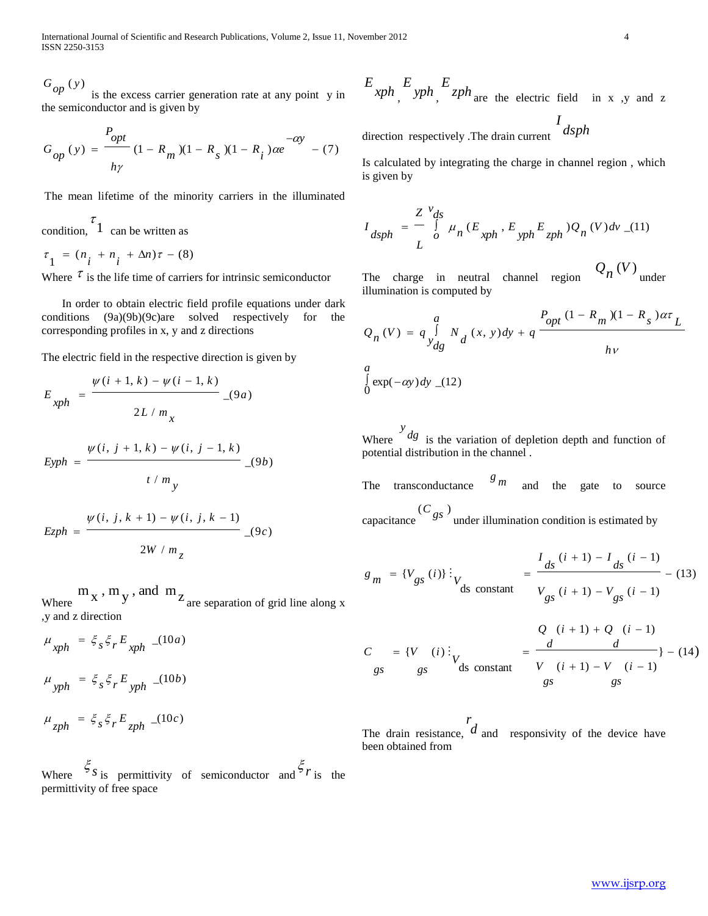$G_{op}(y)$ is the excess carrier generation rate at any point y in the semiconductor and is given by

$$G_{op}(y) = \frac{P_{opt}}{h\gamma}(1 - R_m)(1 - R_s)(1 - R_i)\alpha e^{-\alpha y} \quad -(7)$$

The mean lifetime of the minority carriers in the illuminated condition, $\tau_1$ can be written as

$$\tau_1 = (n_i + n_i + \Delta n)\tau \quad -(8)$$

Where $\tau$ is the life time of carriers for intrinsic semiconductor

In order to obtain electric field profile equations under dark conditions (9a)(9b)(9c)are solved respectively for the corresponding profiles in x, y and z directions

The electric field in the respective direction is given by

$$E_{xph} = \frac{\psi(i+1, k) - \psi(i-1, k)}{2L / m_x} \quad \_(9a)$$

$$Eyph = \frac{\psi(i, j+1, k) - \psi(i, j-1, k)}{t / m_y} \quad \_(9b)$$

$$Ezph = \frac{\psi(i, j, k+1) - \psi(i, j, k-1)}{2W / m_z} \quad \_(9c)$$

Where $m_x$, $m_y$, and $m_z$ are separation of grid line along x ,y and z direction

$$\mu_{xph} = \xi_s \xi_r E_{xph} \quad \_(10a)$$

$$\mu_{yph} = \xi_s \xi_r E_{yph} \quad \_(10b)$$

$$\mu_{zph} = \xi_s \xi_r E_{zph} \quad \_(10c)$$

Where $\xi_s$ is permittivity of semiconductor and $\xi_r$ is the permittivity of free space

$E_{xph}$, $E_{yph}$, $E_{zph}$ are the electric field in x ,y and z direction respectively .The drain current $I_{dsph}$

Is calculated by integrating the charge in channel region , which is given by

$$I_{dsph} = \frac{Z}{L}\int_{o}^{v_{ds}} \mu_n(E_{xph}, E_{yph} E_{zph})Q_n(V)dv \quad \_(11)$$

The charge in neutral channel region $Q_n(V)$ under illumination is computed by

$$Q_n(V) = q\int_{y_{dg}}^{a} N_d(x, y)dy + q\frac{P_{opt}(1 - R_m)(1 - R_s)\alpha\tau_L}{h\nu}\int_{0}^{a} \exp(-\alpha y)dy \quad \_(12)$$

Where $y_{dg}$ is the variation of depletion depth and function of potential distribution in the channel .

The transconductance $g_m$ and the gate to source capacitance $(C_{gs})$ under illumination condition is estimated by

$$g_m = \{V_{gs}(i)\}\vdots_{V_{\text{ds constant}}} = \frac{I_{ds}(i+1) - I_{ds}(i-1)}{V_{gs}(i+1) - V_{gs}(i-1)} \quad -(13)$$

$$C_{gs} = \{V_{gs}(i)\vdots_{V_{\text{ds constant}}} = \frac{Q_d(i+1) + Q_d(i-1)}{V_{gs}(i+1) - V_{gs}(i-1)}\} \quad -(14)$$

The drain resistance, $r_d$ and responsivity of the device have been obtained from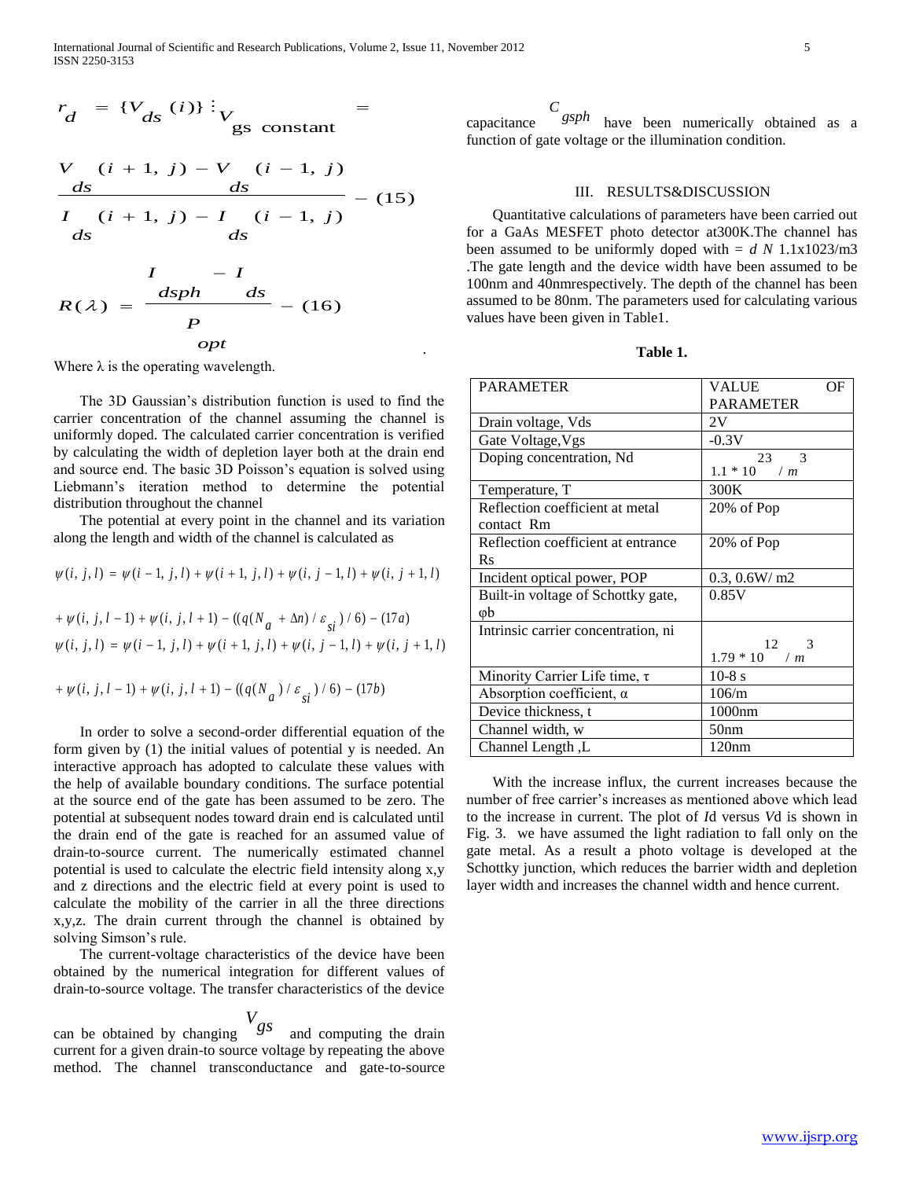$$r_d = \{V_{ds}(i)\} \vdots_{V_{gs\ constant}} = \frac{V_{ds}(i+1,\ j) - V_{ds}(i-1,\ j)}{I_{ds}(i+1,\ j) - I_{ds}(i-1,\ j)} - (15)$$

$$R(\lambda) = \frac{I_{dsph} - I_{ds}}{P_{opt}} - (16)$$

Where λ is the operating wavelength.

The 3D Gaussian's distribution function is used to find the carrier concentration of the channel assuming the channel is uniformly doped. The calculated carrier concentration is verified by calculating the width of depletion layer both at the drain end and source end. The basic 3D Poisson's equation is solved using Liebmann's iteration method to determine the potential distribution throughout the channel

The potential at every point in the channel and its variation along the length and width of the channel is calculated as

$$\psi(i,\ j,\ l) = \psi(i-1,\ j,\ l) + \psi(i+1,\ j,\ l) + \psi(i,\ j-1,\ l) + \psi(i,\ j+1,\ l) + \psi(i,\ j,\ l-1) + \psi(i,\ j,\ l+1) - ((q(N_a + \Delta n)/\varepsilon_{si})/6) - (17a)$$

$$\psi(i,\ j,\ l) = \psi(i-1,\ j,\ l) + \psi(i+1,\ j,\ l) + \psi(i,\ j-1,\ l) + \psi(i,\ j+1,\ l) + \psi(i,\ j,\ l-1) + \psi(i,\ j,\ l+1) - ((q(N_a)/\varepsilon_{si})/6) - (17b)$$

In order to solve a second-order differential equation of the form given by (1) the initial values of potential y is needed. An interactive approach has adopted to calculate these values with the help of available boundary conditions. The surface potential at the source end of the gate has been assumed to be zero. The potential at subsequent nodes toward drain end is calculated until the drain end of the gate is reached for an assumed value of drain-to-source current. The numerically estimated channel potential is used to calculate the electric field intensity along x,y and z directions and the electric field at every point is used to calculate the mobility of the carrier in all the three directions x,y,z. The drain current through the channel is obtained by solving Simson's rule.

The current-voltage characteristics of the device have been obtained by the numerical integration for different values of drain-to-source voltage. The transfer characteristics of the device can be obtained by changing $V_{gs}$ and computing the drain current for a given drain-to source voltage by repeating the above method. The channel transconductance and gate-to-source capacitance $C_{gsph}$ have been numerically obtained as a function of gate voltage or the illumination condition.

## III. RESULTS&DISCUSSION

Quantitative calculations of parameters have been carried out for a GaAs MESFET photo detector at300K.The channel has been assumed to be uniformly doped with = $d\ N$ 1.1x1023/m3 .The gate length and the device width have been assumed to be 100nm and 40nmrespectively. The depth of the channel has been assumed to be 80nm. The parameters used for calculating various values have been given in Table1.

**Table 1.**

| PARAMETER | VALUE OF PARAMETER |
|---|---|
| Drain voltage, Vds | 2V |
| Gate Voltage,Vgs | -0.3V |
| Doping concentration, Nd | $1.1 * 10^{23} / m^3$ |
| Temperature, T | 300K |
| Reflection coefficient at metal contact Rm | 20% of Pop |
| Reflection coefficient at entrance Rs | 20% of Pop |
| Incident optical power, POP | 0.3, 0.6W/ m2 |
| Built-in voltage of Schottky gate, φb | 0.85V |
| Intrinsic carrier concentration, ni | $1.79 * 10^{12} / m^3$ |
| Minority Carrier Life time, τ | 10-8 s |
| Absorption coefficient, α | 106/m |
| Device thickness, t | 1000nm |
| Channel width, w | 50nm |
| Channel Length ,L | 120nm |

With the increase influx, the current increases because the number of free carrier's increases as mentioned above which lead to the increase in current. The plot of *I*d versus *V*d is shown in Fig. 3. we have assumed the light radiation to fall only on the gate metal. As a result a photo voltage is developed at the Schottky junction, which reduces the barrier width and depletion layer width and increases the channel width and hence current.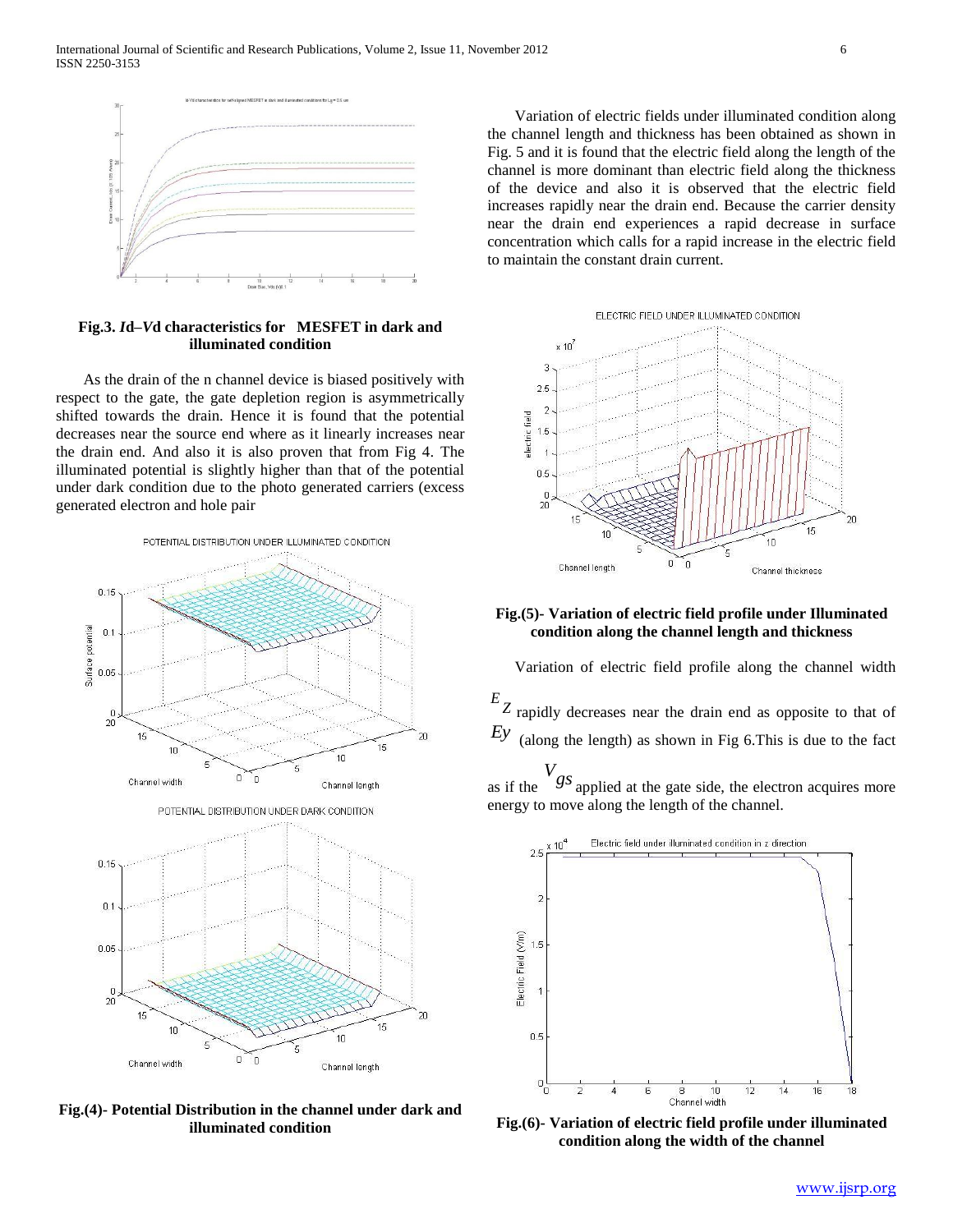**Fig.3. *I*d–*V*d characteristics for MESFET in dark and illuminated condition**

As the drain of the n channel device is biased positively with respect to the gate, the gate depletion region is asymmetrically shifted towards the drain. Hence it is found that the potential decreases near the source end where as it linearly increases near the drain end. And also it is also proven that from Fig 4. The illuminated potential is slightly higher than that of the potential under dark condition due to the photo generated carriers (excess generated electron and hole pair

**Fig.(4)- Potential Distribution in the channel under dark and illuminated condition**

Variation of electric fields under illuminated condition along the channel length and thickness has been obtained as shown in Fig. 5 and it is found that the electric field along the length of the channel is more dominant than electric field along the thickness of the device and also it is observed that the electric field increases rapidly near the drain end. Because the carrier density near the drain end experiences a rapid decrease in surface concentration which calls for a rapid increase in the electric field to maintain the constant drain current.

**Fig.(5)- Variation of electric field profile under Illuminated condition along the channel length and thickness**

Variation of electric field profile along the channel width $E_Z$ rapidly decreases near the drain end as opposite to that of $Ey$ (along the length) as shown in Fig 6.This is due to the fact as if the $V_{gs}$ applied at the gate side, the electron acquires more energy to move along the length of the channel.

**Fig.(6)- Variation of electric field profile under illuminated condition along the width of the channel**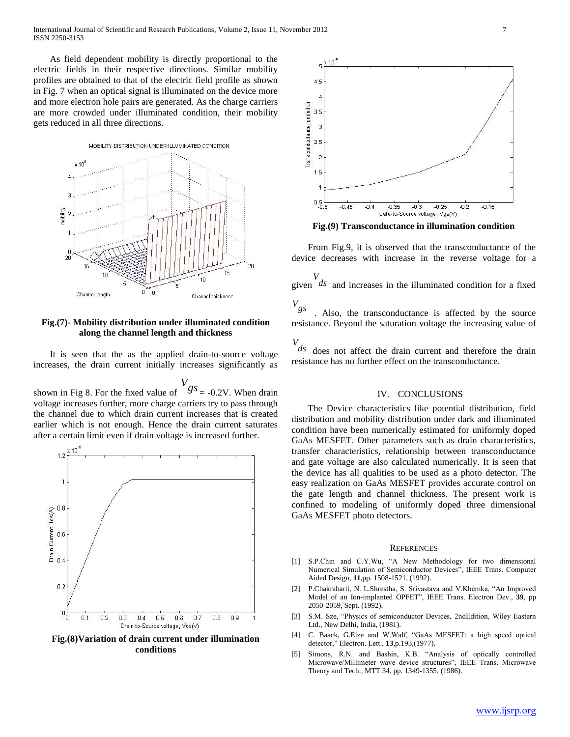As field dependent mobility is directly proportional to the electric fields in their respective directions. Similar mobility profiles are obtained to that of the electric field profile as shown in Fig. 7 when an optical signal is illuminated on the device more and more electron hole pairs are generated. As the charge carriers are more crowded under illuminated condition, their mobility gets reduced in all three directions.

**Fig.(7)- Mobility distribution under illuminated condition along the channel length and thickness**

It is seen that the as the applied drain-to-source voltage increases, the drain current initially increases significantly as shown in Fig 8. For the fixed value of $V_{gs}$ = -0.2V. When drain voltage increases further, more charge carriers try to pass through the channel due to which drain current increases that is created earlier which is not enough. Hence the drain current saturates after a certain limit even if drain voltage is increased further.

**Fig.(8)Variation of drain current under illumination conditions**

**Fig.(9) Transconductance in illumination condition**

From Fig.9, it is observed that the transconductance of the device decreases with increase in the reverse voltage for a given $V_{ds}$ and increases in the illuminated condition for a fixed $V_{gs}$ . Also, the transconductance is affected by the source resistance. Beyond the saturation voltage the increasing value of $V_{ds}$ does not affect the drain current and therefore the drain resistance has no further effect on the transconductance.

## IV. CONCLUSIONS

The Device characteristics like potential distribution, field distribution and mobility distribution under dark and illuminated condition have been numerically estimated for uniformly doped GaAs MESFET. Other parameters such as drain characteristics, transfer characteristics, relationship between transconductance and gate voltage are also calculated numerically. It is seen that the device has all qualities to be used as a photo detector. The easy realization on GaAs MESFET provides accurate control on the gate length and channel thickness. The present work is confined to modeling of uniformly doped three dimensional GaAs MESFET photo detectors.

## REFERENCES

[1] S.P.Chin and C.Y.Wu, "A New Methodology for two dimensional Numerical Simulation of Semiconductor Devices", IEEE Trans. Computer Aided Design, **11**,pp. 1508-1521, (1992).

[2] P.Chakrabarti, N. L.Shrestha, S. Srivastava and V.Khemka, "An Improved Model of an Ion-implanted OPFET", IEEE Trans. Electron Dev., **39**, pp 2050-2059, Sept. (1992).

[3] S.M. Sze, "Physics of semiconductor Devices, 2ndEdition, Wiley Eastern Ltd., New Delhi, India, (1981).

[4] C. Baack, G.Elze and W.Walf, "GaAs MESFET: a high speed optical detector," Electron. Lett., **13**,p.193,(1977).

[5] Simons, R.N. and Bashin, K.B. "Analysis of optically controlled Microwave/Millimeter wave device structures", IEEE Trans. Microwave Theory and Tech., MTT 34, pp. 1349-1355, (1986).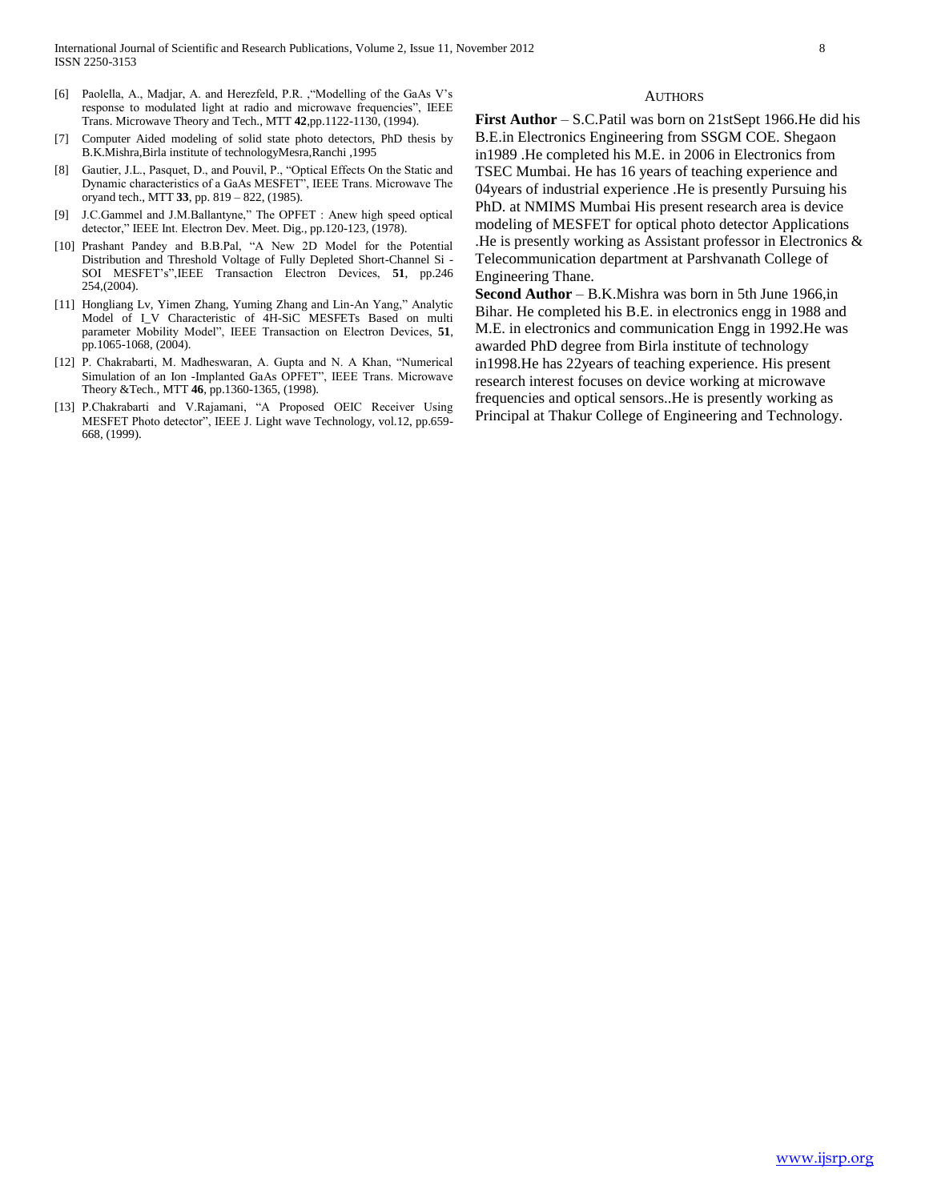[6] Paolella, A., Madjar, A. and Herezfeld, P.R. ,"Modelling of the GaAs V's response to modulated light at radio and microwave frequencies", IEEE Trans. Microwave Theory and Tech., MTT **42**,pp.1122-1130, (1994).

[7] Computer Aided modeling of solid state photo detectors, PhD thesis by B.K.Mishra,Birla institute of technologyMesra,Ranchi ,1995

[8] Gautier, J.L., Pasquet, D., and Pouvil, P., "Optical Effects On the Static and Dynamic characteristics of a GaAs MESFET", IEEE Trans. Microwave The oryand tech., MTT **33**, pp. 819 – 822, (1985).

[9] J.C.Gammel and J.M.Ballantyne," The OPFET : Anew high speed optical detector," IEEE Int. Electron Dev. Meet. Dig., pp.120-123, (1978).

[10] Prashant Pandey and B.B.Pal, "A New 2D Model for the Potential Distribution and Threshold Voltage of Fully Depleted Short-Channel Si - SOI MESFET's",IEEE Transaction Electron Devices, **51**, pp.246 254,(2004).

[11] Hongliang Lv, Yimen Zhang, Yuming Zhang and Lin-An Yang," Analytic Model of I_V Characteristic of 4H-SiC MESFETs Based on multi parameter Mobility Model", IEEE Transaction on Electron Devices, **51**, pp.1065-1068, (2004).

[12] P. Chakrabarti, M. Madheswaran, A. Gupta and N. A Khan, "Numerical Simulation of an Ion -Implanted GaAs OPFET", IEEE Trans. Microwave Theory &Tech., MTT **46**, pp.1360-1365, (1998).

[13] P.Chakrabarti and V.Rajamani, "A Proposed OEIC Receiver Using MESFET Photo detector", IEEE J. Light wave Technology, vol.12, pp.659-668, (1999).

## AUTHORS

**First Author** – S.C.Patil was born on 21stSept 1966.He did his B.E.in Electronics Engineering from SSGM COE. Shegaon in1989 .He completed his M.E. in 2006 in Electronics from TSEC Mumbai. He has 16 years of teaching experience and 04years of industrial experience .He is presently Pursuing his PhD. at NMIMS Mumbai His present research area is device modeling of MESFET for optical photo detector Applications .He is presently working as Assistant professor in Electronics & Telecommunication department at Parshvanath College of Engineering Thane.

**Second Author** – B.K.Mishra was born in 5th June 1966,in Bihar. He completed his B.E. in electronics engg in 1988 and M.E. in electronics and communication Engg in 1992.He was awarded PhD degree from Birla institute of technology in1998.He has 22years of teaching experience. His present research interest focuses on device working at microwave frequencies and optical sensors..He is presently working as Principal at Thakur College of Engineering and Technology.